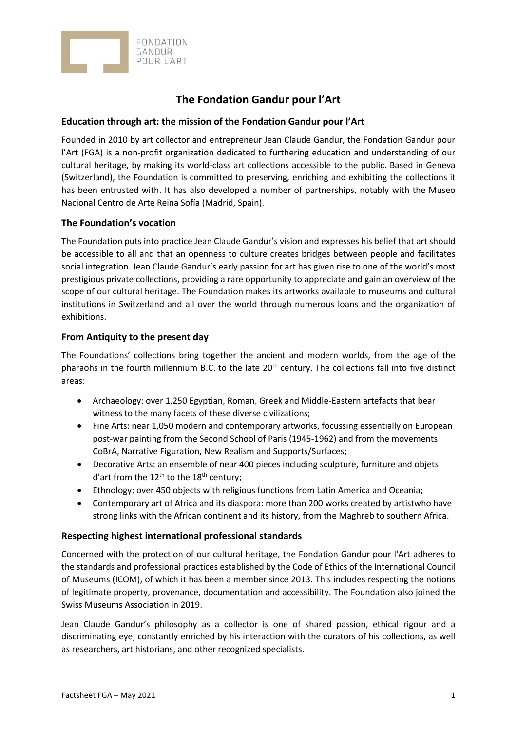# The Fondation Gandur pour l'Art

## Education through art: the mission of the Fondation Gandur pour l'Art

Founded in 2010 by art collector and entrepreneur Jean Claude Gandur, the Fondation Gandur pour l'Art (FGA) is a non-profit organization dedicated to furthering education and understanding of our cultural heritage, by making its world-class art collections accessible to the public. Based in Geneva (Switzerland), the Foundation is committed to preserving, enriching and exhibiting the collections it has been entrusted with. It has also developed a number of partnerships, notably with the Museo Nacional Centro de Arte Reina Sofía (Madrid, Spain).

## The Foundation's vocation

The Foundation puts into practice Jean Claude Gandur's vision and expresses his belief that art should be accessible to all and that an openness to culture creates bridges between people and facilitates social integration. Jean Claude Gandur's early passion for art has given rise to one of the world's most prestigious private collections, providing a rare opportunity to appreciate and gain an overview of the scope of our cultural heritage. The Foundation makes its artworks available to museums and cultural institutions in Switzerland and all over the world through numerous loans and the organization of exhibitions.

## From Antiquity to the present day

The Foundations' collections bring together the ancient and modern worlds, from the age of the pharaohs in the fourth millennium B.C. to the late 20th century. The collections fall into five distinct areas:

- Archaeology: over 1,250 Egyptian, Roman, Greek and Middle-Eastern artefacts that bear witness to the many facets of these diverse civilizations;
- Fine Arts: near 1,050 modern and contemporary artworks, focussing essentially on European post-war painting from the Second School of Paris (1945-1962) and from the movements CoBrA, Narrative Figuration, New Realism and Supports/Surfaces;
- Decorative Arts: an ensemble of near 400 pieces including sculpture, furniture and objets d'art from the 12th to the 18th century;
- Ethnology: over 450 objects with religious functions from Latin America and Oceania;
- Contemporary art of Africa and its diaspora: more than 200 works created by artistwho have strong links with the African continent and its history, from the Maghreb to southern Africa.

## Respecting highest international professional standards

Concerned with the protection of our cultural heritage, the Fondation Gandur pour l'Art adheres to the standards and professional practices established by the Code of Ethics of the International Council of Museums (ICOM), of which it has been a member since 2013. This includes respecting the notions of legitimate property, provenance, documentation and accessibility. The Foundation also joined the Swiss Museums Association in 2019.

Jean Claude Gandur's philosophy as a collector is one of shared passion, ethical rigour and a discriminating eye, constantly enriched by his interaction with the curators of his collections, as well as researchers, art historians, and other recognized specialists.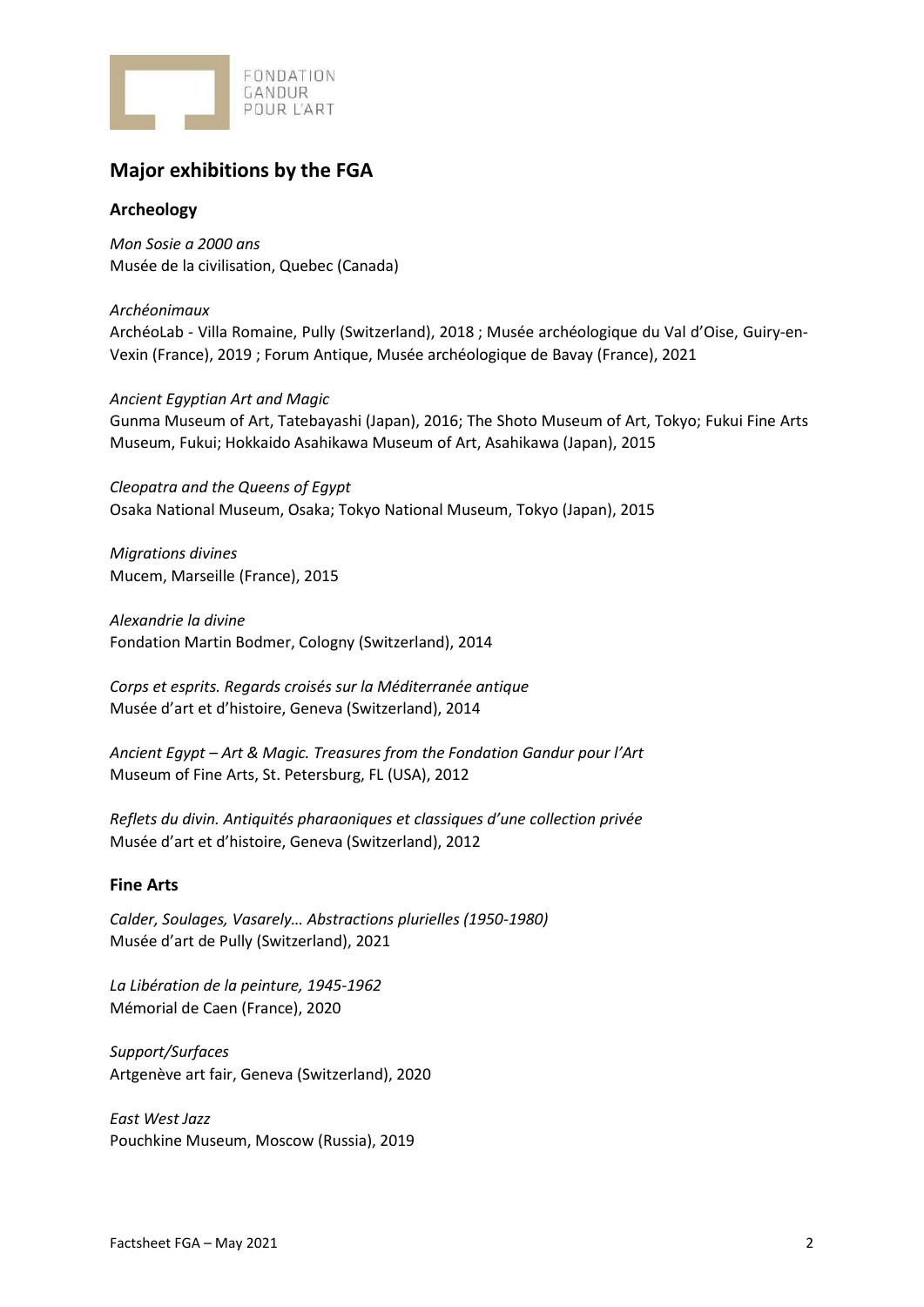## Major exhibitions by the FGA

### Archeology

*Mon Sosie a 2000 ans*
Musée de la civilisation, Quebec (Canada)

*Archéonimaux*
ArchéoLab - Villa Romaine, Pully (Switzerland), 2018 ; Musée archéologique du Val d'Oise, Guiry-en-Vexin (France), 2019 ; Forum Antique, Musée archéologique de Bavay (France), 2021

*Ancient Egyptian Art and Magic*
Gunma Museum of Art, Tatebayashi (Japan), 2016; The Shoto Museum of Art, Tokyo; Fukui Fine Arts Museum, Fukui; Hokkaido Asahikawa Museum of Art, Asahikawa (Japan), 2015

*Cleopatra and the Queens of Egypt*
Osaka National Museum, Osaka; Tokyo National Museum, Tokyo (Japan), 2015

*Migrations divines*
Mucem, Marseille (France), 2015

*Alexandrie la divine*
Fondation Martin Bodmer, Cologny (Switzerland), 2014

*Corps et esprits. Regards croisés sur la Méditerranée antique*
Musée d'art et d'histoire, Geneva (Switzerland), 2014

*Ancient Egypt – Art & Magic. Treasures from the Fondation Gandur pour l'Art*
Museum of Fine Arts, St. Petersburg, FL (USA), 2012

*Reflets du divin. Antiquités pharaoniques et classiques d'une collection privée*
Musée d'art et d'histoire, Geneva (Switzerland), 2012

### Fine Arts

*Calder, Soulages, Vasarely… Abstractions plurielles (1950-1980)*
Musée d'art de Pully (Switzerland), 2021

*La Libération de la peinture, 1945-1962*
Mémorial de Caen (France), 2020

*Support/Surfaces*
Artgenève art fair, Geneva (Switzerland), 2020

*East West Jazz*
Pouchkine Museum, Moscow (Russia), 2019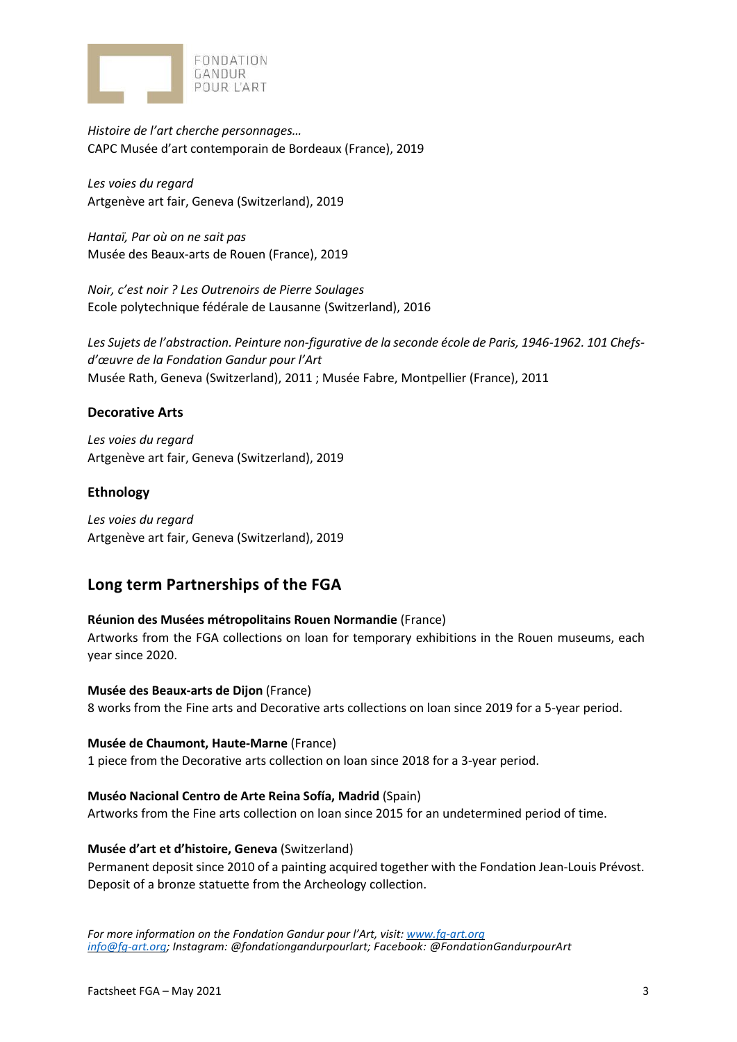*Histoire de l'art cherche personnages…*
CAPC Musée d'art contemporain de Bordeaux (France), 2019

*Les voies du regard*
Artgenève art fair, Geneva (Switzerland), 2019

*Hantaï, Par où on ne sait pas*
Musée des Beaux-arts de Rouen (France), 2019

*Noir, c'est noir ? Les Outrenoirs de Pierre Soulages*
Ecole polytechnique fédérale de Lausanne (Switzerland), 2016

*Les Sujets de l'abstraction. Peinture non-figurative de la seconde école de Paris, 1946-1962. 101 Chefs-d'œuvre de la Fondation Gandur pour l'Art*
Musée Rath, Geneva (Switzerland), 2011 ; Musée Fabre, Montpellier (France), 2011

### Decorative Arts

*Les voies du regard*
Artgenève art fair, Geneva (Switzerland), 2019

### Ethnology

*Les voies du regard*
Artgenève art fair, Geneva (Switzerland), 2019

## Long term Partnerships of the FGA

**Réunion des Musées métropolitains Rouen Normandie** (France)
Artworks from the FGA collections on loan for temporary exhibitions in the Rouen museums, each year since 2020.

**Musée des Beaux-arts de Dijon** (France)
8 works from the Fine arts and Decorative arts collections on loan since 2019 for a 5-year period.

**Musée de Chaumont, Haute-Marne** (France)
1 piece from the Decorative arts collection on loan since 2018 for a 3-year period.

**Muséo Nacional Centro de Arte Reina Sofía, Madrid** (Spain)
Artworks from the Fine arts collection on loan since 2015 for an undetermined period of time.

**Musée d'art et d'histoire, Geneva** (Switzerland)
Permanent deposit since 2010 of a painting acquired together with the Fondation Jean-Louis Prévost. Deposit of a bronze statuette from the Archeology collection.

*For more information on the Fondation Gandur pour l'Art, visit: [www.fg-art.org](http://www.fg-art.org) [info@fg-art.org](mailto:info@fg-art.org); Instagram: @fondationgandurpourlart; Facebook: @FondationGandurpourArt*